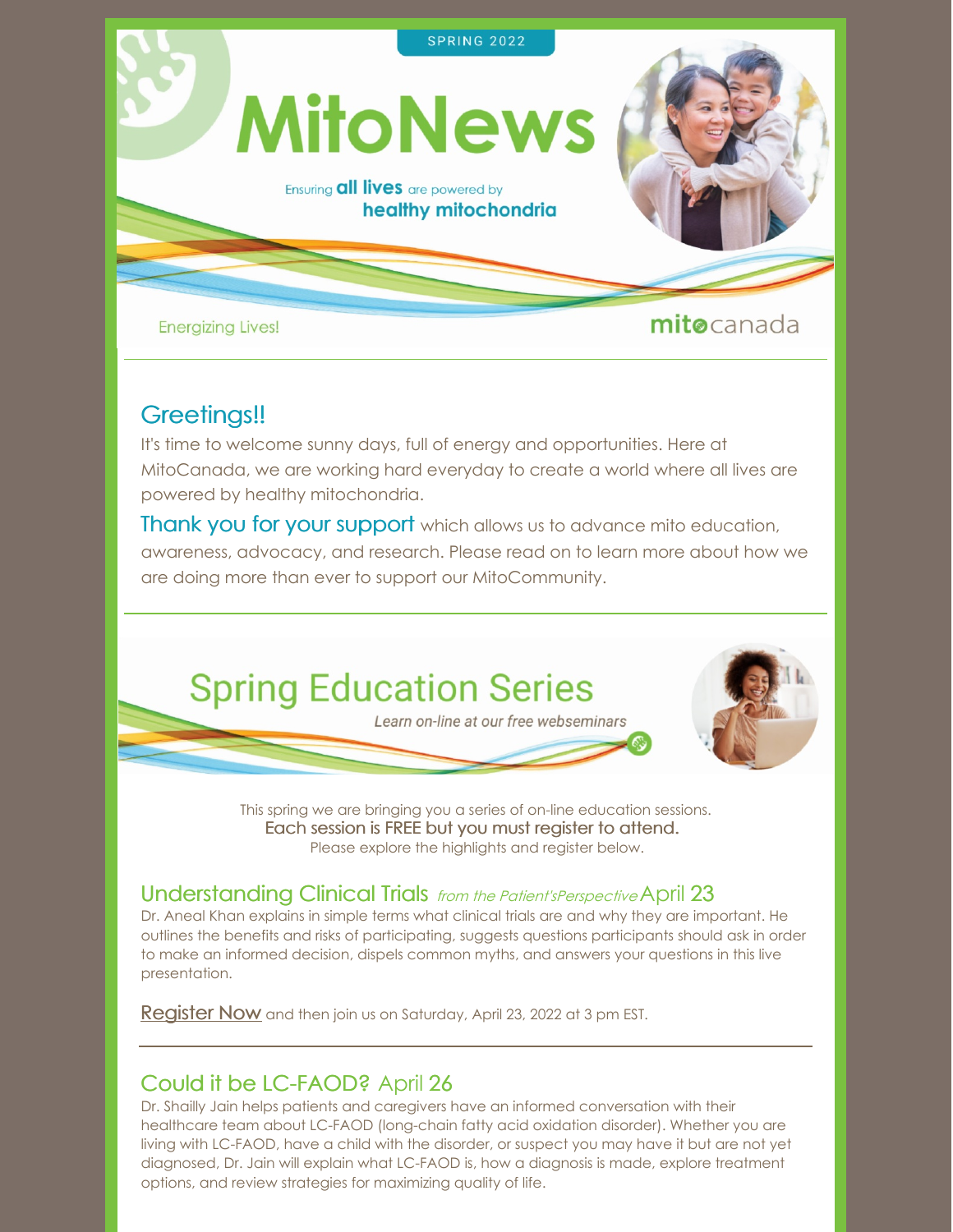SPRING 2022

# MitoNews

Ensuring **all lives** are powered by **healthy mitochondria**

Energizing Lives!

mitocanada

## Greetings!!

It's time to welcome sunny days, full of energy and opportunities. Here at MitoCanada, we are working hard everyday to create a world where all lives are powered by healthy mitochondria.

Thank you for your support which allows us to advance mito education, awareness, advocacy, and research. Please read on to learn more about how we are doing more than ever to support our MitoCommunity.

## Spring Education Series

*Learn on-line at our free webseminars*

This spring we are bringing you a series of on-line education sessions.
**Each session is FREE but you must register to attend.**
Please explore the highlights and register below.

### Understanding Clinical Trials *from the Patient'sPerspective* April 23

Dr. Aneal Khan explains in simple terms what clinical trials are and why they are important. He outlines the benefits and risks of participating, suggests questions participants should ask in order to make an informed decision, dispels common myths, and answers your questions in this live presentation.

Register Now and then join us on Saturday, April 23, 2022 at 3 pm EST.

---

### Could it be LC-FAOD? April 26

Dr. Shailly Jain helps patients and caregivers have an informed conversation with their healthcare team about LC-FAOD (long-chain fatty acid oxidation disorder). Whether you are living with LC-FAOD, have a child with the disorder, or suspect you may have it but are not yet diagnosed, Dr. Jain will explain what LC-FAOD is, how a diagnosis is made, explore treatment options, and review strategies for maximizing quality of life.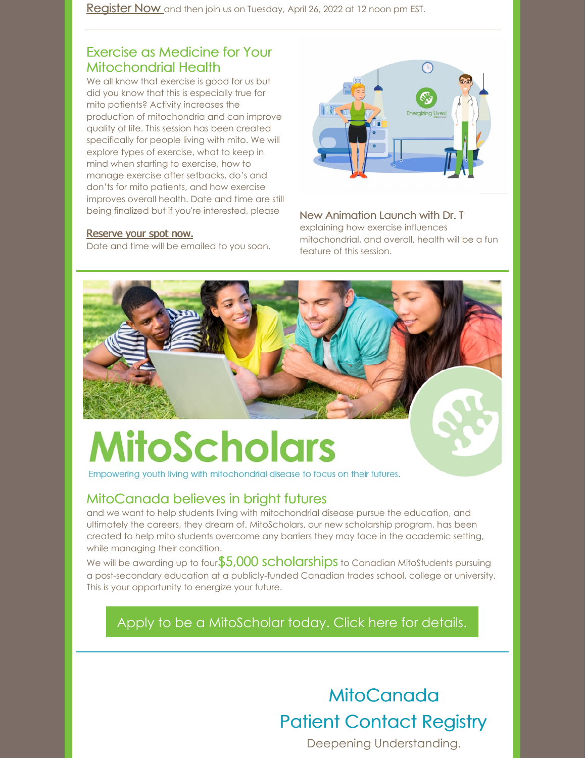Register Now and then join us on Tuesday, April 26, 2022 at 12 noon pm EST.

---

## Exercise as Medicine for Your Mitochondrial Health

We all know that exercise is good for us but did you know that this is especially true for mito patients? Activity increases the production of mitochondria and can improve quality of life. This session has been created specifically for people living with mito. We will explore types of exercise, what to keep in mind when starting to exercise, how to manage exercise after setbacks, do's and don'ts for mito patients, and how exercise improves overall health. Date and time are still being finalized but if you're interested, please

Reserve your spot now.

Date and time will be emailed to you soon.

**New Animation Launch with Dr. T** explaining how exercise influences mitochondrial, and overall, health will be a fun feature of this session.

---

# MitoScholars

Empowering youth living with mitochondrial disease to focus on their futures.

## MitoCanada believes in bright futures

and we want to help students living with mitochondrial disease pursue the education, and ultimately the careers, they dream of. MitoScholars, our new scholarship program, has been created to help mito students overcome any barriers they may face in the academic setting, while managing their condition.

We will be awarding up to four **$5,000 scholarships** to Canadian MitoStudents pursuing a post-secondary education at a publicly-funded Canadian trades school, college or university. This is your opportunity to energize your future.

Apply to be a MitoScholar today. Click here for details.

---

## MitoCanada Patient Contact Registry

Deepening Understanding.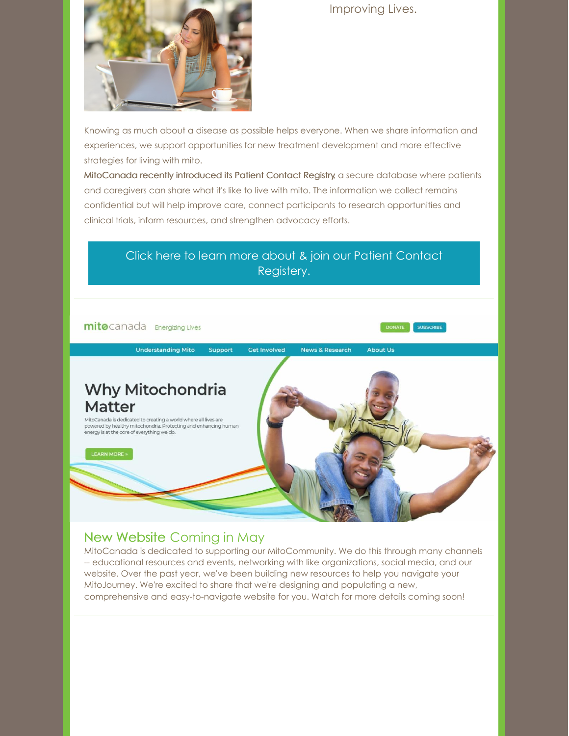Improving Lives.

Knowing as much about a disease as possible helps everyone. When we share information and experiences, we support opportunities for new treatment development and more effective strategies for living with mito.

**MitoCanada recently introduced its Patient Contact Registry**, a secure database where patients and caregivers can share what it's like to live with mito. The information we collect remains confidential but will help improve care, connect participants to research opportunities and clinical trials, inform resources, and strengthen advocacy efforts.

Click here to learn more about & join our Patient Contact Registery.

---

mitocanada Energizing Lives

DONATE SUBSCRIBE

Understanding Mito | Support | Get Involved | News & Research | About Us

Why Mitochondria Matter

MitoCanada is dedicated to creating a world where all lives are powered by healthy mitochondria. Protecting and enhancing human energy is at the core of everything we do.

LEARN MORE »

## New Website Coming in May

MitoCanada is dedicated to supporting our MitoCommunity. We do this through many channels -- educational resources and events, networking with like organizations, social media, and our website. Over the past year, we've been building new resources to help you navigate your MitoJourney. We're excited to share that we're designing and populating a new, comprehensive and easy-to-navigate website for you. Watch for more details coming soon!

---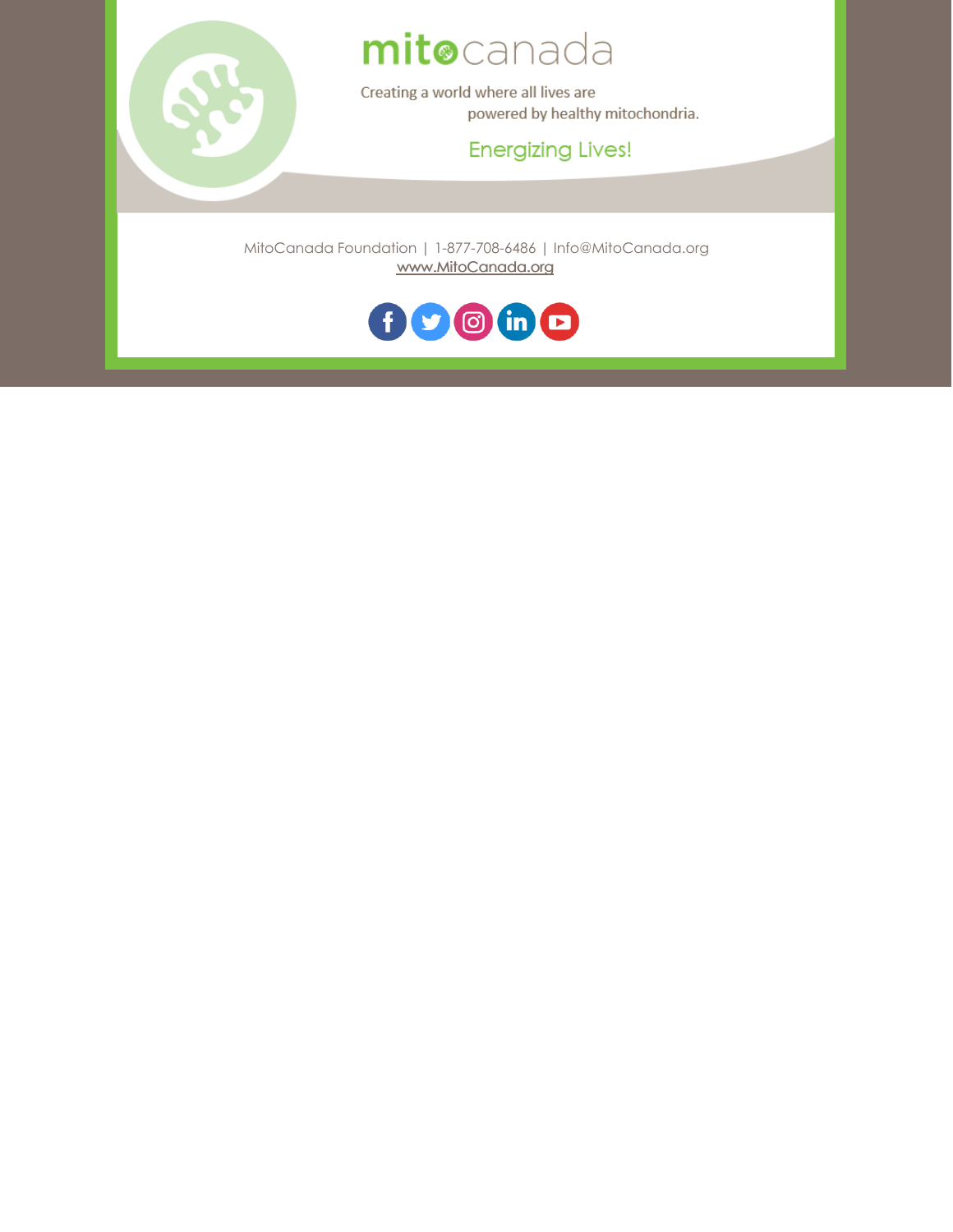mitocanada

Creating a world where all lives are powered by healthy mitochondria.

Energizing Lives!

MitoCanada Foundation | 1-877-708-6486 | Info@MitoCanada.org
www.MitoCanada.org